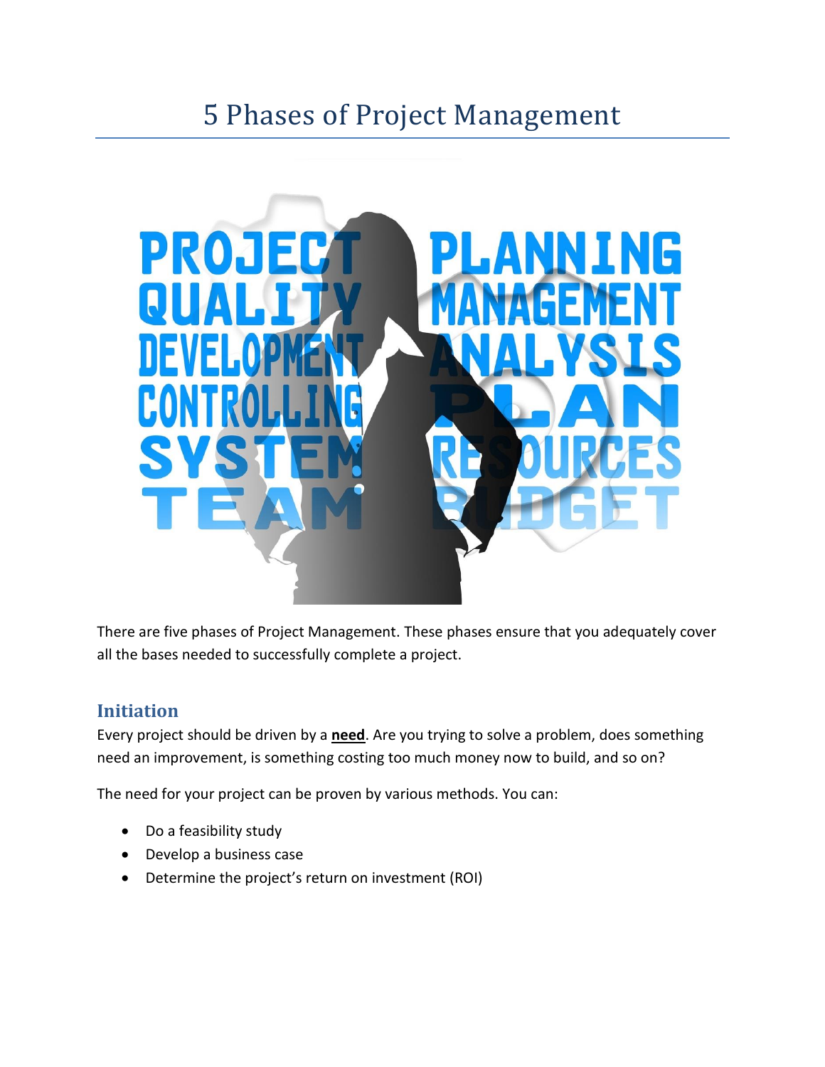# 5 Phases of Project Management

There are five phases of Project Management. These phases ensure that you adequately cover all the bases needed to successfully complete a project.

## Initiation

Every project should be driven by a **need**. Are you trying to solve a problem, does something need an improvement, is something costing too much money now to build, and so on?

The need for your project can be proven by various methods. You can:

- Do a feasibility study
- Develop a business case
- Determine the project's return on investment (ROI)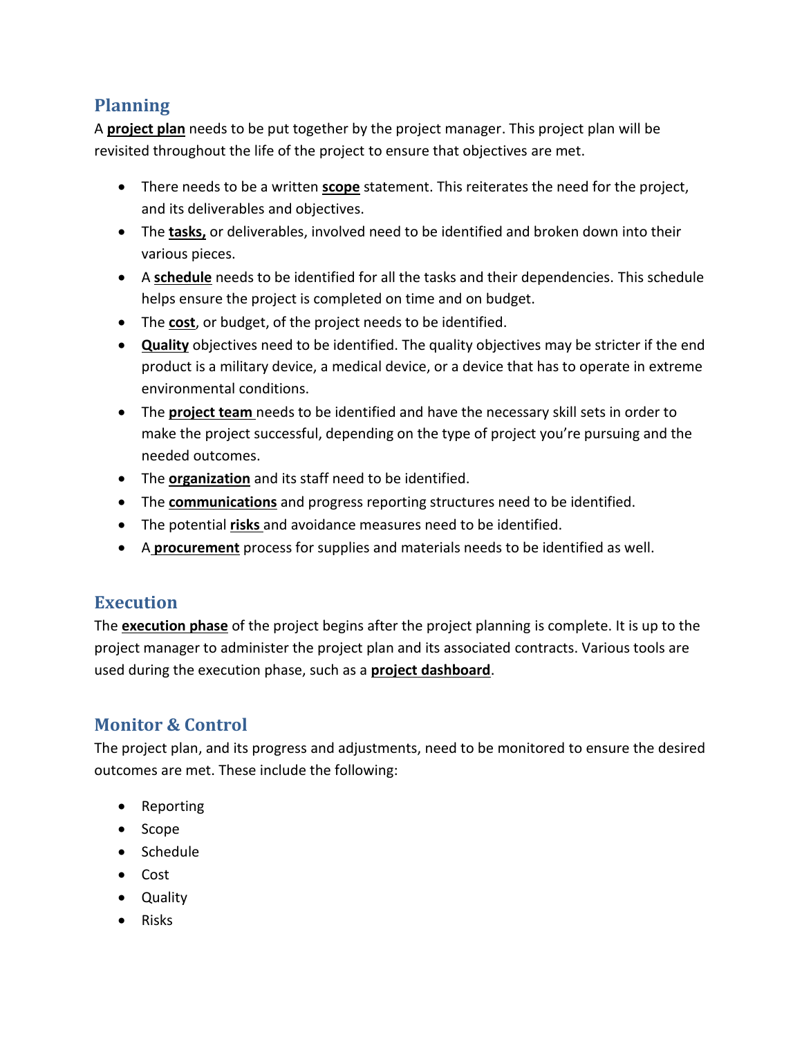## Planning

A **project plan** needs to be put together by the project manager. This project plan will be revisited throughout the life of the project to ensure that objectives are met.

- There needs to be a written **scope** statement. This reiterates the need for the project, and its deliverables and objectives.
- The **tasks,** or deliverables, involved need to be identified and broken down into their various pieces.
- A **schedule** needs to be identified for all the tasks and their dependencies. This schedule helps ensure the project is completed on time and on budget.
- The **cost**, or budget, of the project needs to be identified.
- **Quality** objectives need to be identified. The quality objectives may be stricter if the end product is a military device, a medical device, or a device that has to operate in extreme environmental conditions.
- The **project team** needs to be identified and have the necessary skill sets in order to make the project successful, depending on the type of project you're pursuing and the needed outcomes.
- The **organization** and its staff need to be identified.
- The **communications** and progress reporting structures need to be identified.
- The potential **risks** and avoidance measures need to be identified.
- A **procurement** process for supplies and materials needs to be identified as well.

## Execution

The **execution phase** of the project begins after the project planning is complete. It is up to the project manager to administer the project plan and its associated contracts. Various tools are used during the execution phase, such as a **project dashboard**.

## Monitor & Control

The project plan, and its progress and adjustments, need to be monitored to ensure the desired outcomes are met. These include the following:

- Reporting
- Scope
- Schedule
- Cost
- Quality
- Risks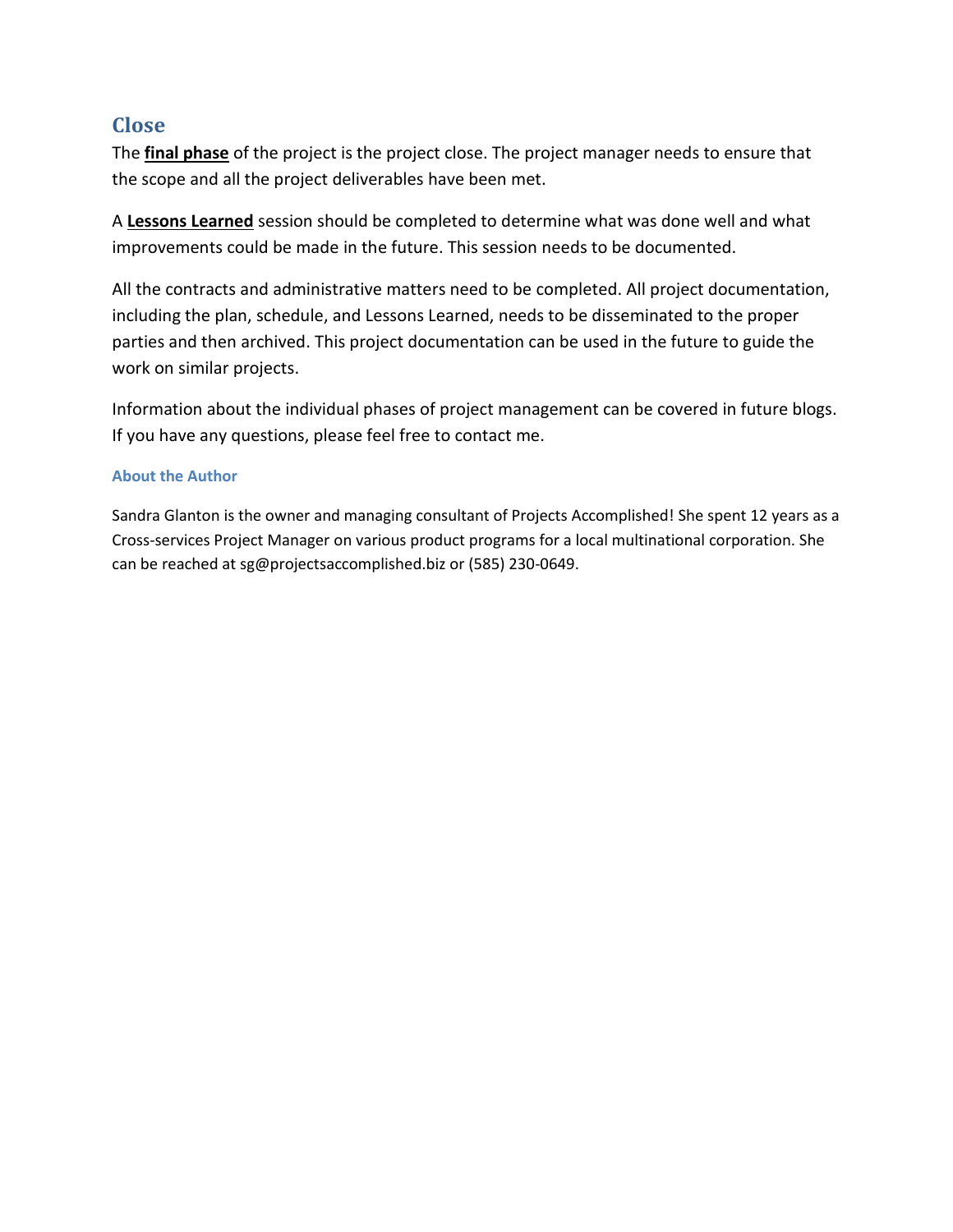## Close

The **final phase** of the project is the project close. The project manager needs to ensure that the scope and all the project deliverables have been met.

A **Lessons Learned** session should be completed to determine what was done well and what improvements could be made in the future. This session needs to be documented.

All the contracts and administrative matters need to be completed. All project documentation, including the plan, schedule, and Lessons Learned, needs to be disseminated to the proper parties and then archived. This project documentation can be used in the future to guide the work on similar projects.

Information about the individual phases of project management can be covered in future blogs. If you have any questions, please feel free to contact me.

#### About the Author

Sandra Glanton is the owner and managing consultant of Projects Accomplished! She spent 12 years as a Cross-services Project Manager on various product programs for a local multinational corporation. She can be reached at sg@projectsaccomplished.biz or (585) 230-0649.